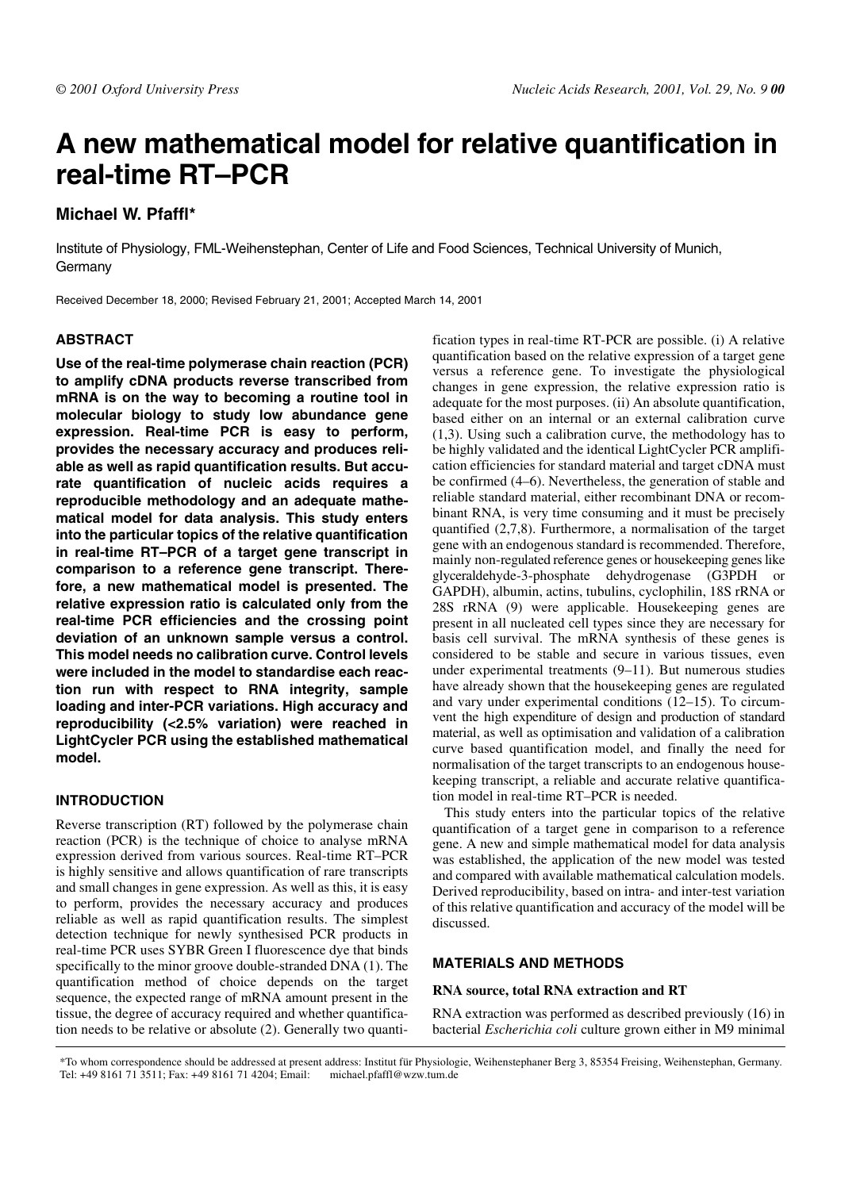# A new mathematical model for relative quantification in real-time RT–PCR

**Michael W. Pfaffl***

Institute of Physiology, FML-Weihenstephan, Center of Life and Food Sciences, Technical University of Munich, Germany

Received December 18, 2000; Revised February 21, 2001; Accepted March 14, 2001

## ABSTRACT

**Use of the real-time polymerase chain reaction (PCR) to amplify cDNA products reverse transcribed from mRNA is on the way to becoming a routine tool in molecular biology to study low abundance gene expression. Real-time PCR is easy to perform, provides the necessary accuracy and produces reliable as well as rapid quantification results. But accurate quantification of nucleic acids requires a reproducible methodology and an adequate mathematical model for data analysis. This study enters into the particular topics of the relative quantification in real-time RT–PCR of a target gene transcript in comparison to a reference gene transcript. Therefore, a new mathematical model is presented. The relative expression ratio is calculated only from the real-time PCR efficiencies and the crossing point deviation of an unknown sample versus a control. This model needs no calibration curve. Control levels were included in the model to standardise each reaction run with respect to RNA integrity, sample loading and inter-PCR variations. High accuracy and reproducibility (<2.5% variation) were reached in LightCycler PCR using the established mathematical model.**

## INTRODUCTION

Reverse transcription (RT) followed by the polymerase chain reaction (PCR) is the technique of choice to analyse mRNA expression derived from various sources. Real-time RT–PCR is highly sensitive and allows quantification of rare transcripts and small changes in gene expression. As well as this, it is easy to perform, provides the necessary accuracy and produces reliable as well as rapid quantification results. The simplest detection technique for newly synthesised PCR products in real-time PCR uses SYBR Green I fluorescence dye that binds specifically to the minor groove double-stranded DNA (1). The quantification method of choice depends on the target sequence, the expected range of mRNA amount present in the tissue, the degree of accuracy required and whether quantification needs to be relative or absolute (2). Generally two quantification types in real-time RT-PCR are possible. (i) A relative quantification based on the relative expression of a target gene versus a reference gene. To investigate the physiological changes in gene expression, the relative expression ratio is adequate for the most purposes. (ii) An absolute quantification, based either on an internal or an external calibration curve (1,3). Using such a calibration curve, the methodology has to be highly validated and the identical LightCycler PCR amplification efficiencies for standard material and target cDNA must be confirmed (4–6). Nevertheless, the generation of stable and reliable standard material, either recombinant DNA or recombinant RNA, is very time consuming and it must be precisely quantified (2,7,8). Furthermore, a normalisation of the target gene with an endogenous standard is recommended. Therefore, mainly non-regulated reference genes or housekeeping genes like glyceraldehyde-3-phosphate dehydrogenase (G3PDH or GAPDH), albumin, actins, tubulins, cyclophilin, 18S rRNA or 28S rRNA (9) were applicable. Housekeeping genes are present in all nucleated cell types since they are necessary for basis cell survival. The mRNA synthesis of these genes is considered to be stable and secure in various tissues, even under experimental treatments (9–11). But numerous studies have already shown that the housekeeping genes are regulated and vary under experimental conditions (12–15). To circumvent the high expenditure of design and production of standard material, as well as optimisation and validation of a calibration curve based quantification model, and finally the need for normalisation of the target transcripts to an endogenous housekeeping transcript, a reliable and accurate relative quantification model in real-time RT–PCR is needed.

This study enters into the particular topics of the relative quantification of a target gene in comparison to a reference gene. A new and simple mathematical model for data analysis was established, the application of the new model was tested and compared with available mathematical calculation models. Derived reproducibility, based on intra- and inter-test variation of this relative quantification and accuracy of the model will be discussed.

## MATERIALS AND METHODS

### RNA source, total RNA extraction and RT

RNA extraction was performed as described previously (16) in bacterial *Escherichia coli* culture grown either in M9 minimal

*To whom correspondence should be addressed at present address: Institut für Physiologie, Weihenstephaner Berg 3, 85354 Freising, Weihenstephan, Germany. Tel: +49 8161 71 3511; Fax: +49 8161 71 4204; Email: michael.pfaffl@wzw.tum.de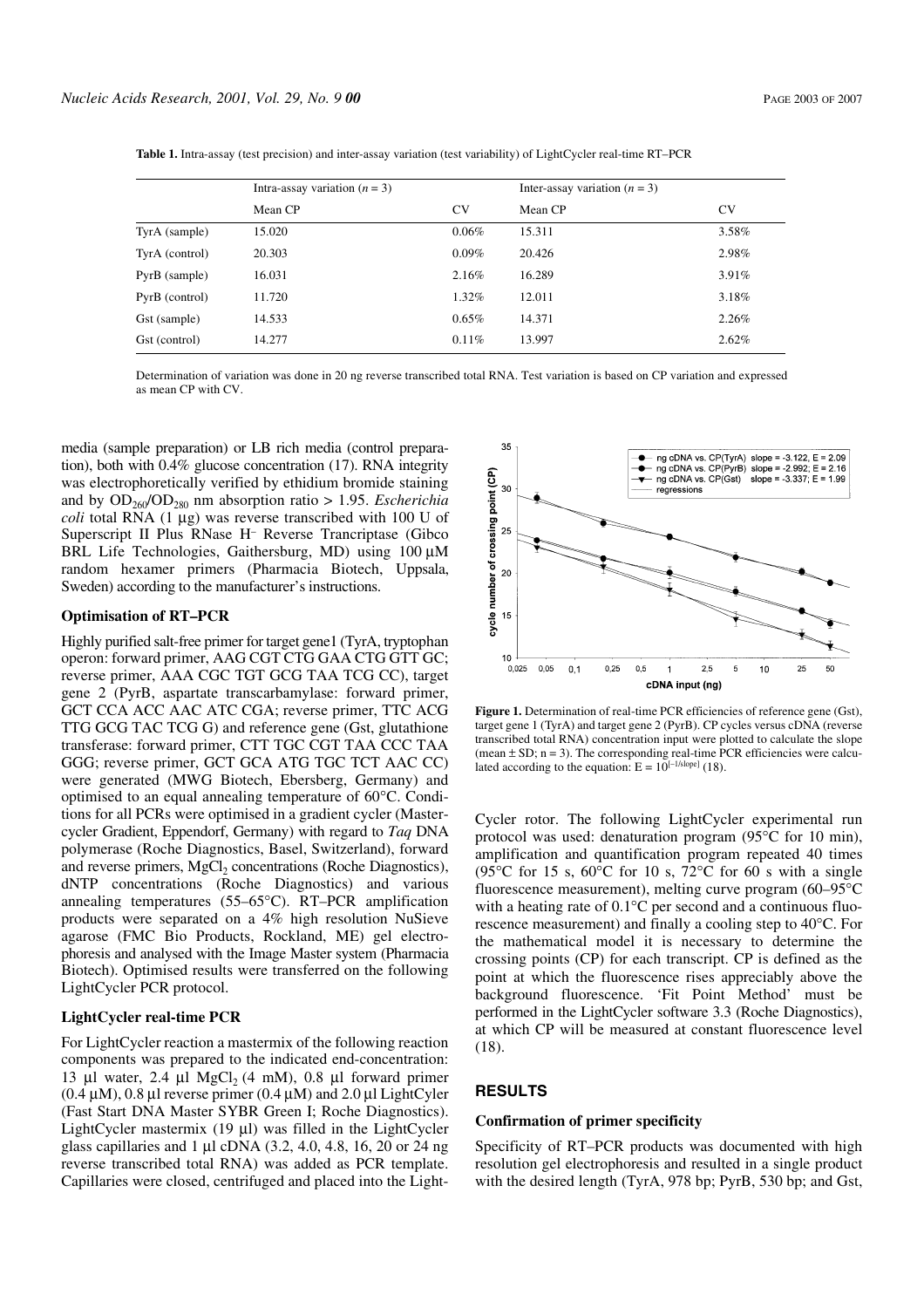**Table 1.** Intra-assay (test precision) and inter-assay variation (test variability) of LightCycler real-time RT–PCR

| | Intra-assay variation ($n$ = 3) | | Inter-assay variation ($n$ = 3) | |
|---|---|---|---|---|
| | Mean CP | CV | Mean CP | CV |
| TyrA (sample) | 15.020 | 0.06% | 15.311 | 3.58% |
| TyrA (control) | 20.303 | 0.09% | 20.426 | 2.98% |
| PyrB (sample) | 16.031 | 2.16% | 16.289 | 3.91% |
| PyrB (control) | 11.720 | 1.32% | 12.011 | 3.18% |
| Gst (sample) | 14.533 | 0.65% | 14.371 | 2.26% |
| Gst (control) | 14.277 | 0.11% | 13.997 | 2.62% |

Determination of variation was done in 20 ng reverse transcribed total RNA. Test variation is based on CP variation and expressed as mean CP with CV.

media (sample preparation) or LB rich media (control preparation), both with 0.4% glucose concentration (17). RNA integrity was electrophoretically verified by ethidium bromide staining and by $OD_{260}/OD_{280}$ nm absorption ratio > 1.95. *Escherichia coli* total RNA (1 µg) was reverse transcribed with 100 U of Superscript II Plus RNase H$^{-}$ Reverse Trancriptase (Gibco BRL Life Technologies, Gaithersburg, MD) using 100 µM random hexamer primers (Pharmacia Biotech, Uppsala, Sweden) according to the manufacturer's instructions.

### Optimisation of RT–PCR

Highly purified salt-free primer for target gene1 (TyrA, tryptophan operon: forward primer, AAG CGT CTG GAA CTG GTT GC; reverse primer, AAA CGC TGT GCG TAA TCG CC), target gene 2 (PyrB, aspartate transcarbamylase: forward primer, GCT CCA ACC AAC ATC CGA; reverse primer, TTC ACG TTG GCG TAC TCG G) and reference gene (Gst, glutathione transferase: forward primer, CTT TGC CGT TAA CCC TAA GGG; reverse primer, GCT GCA ATG TGC TCT AAC CC) were generated (MWG Biotech, Ebersberg, Germany) and optimised to an equal annealing temperature of 60°C. Conditions for all PCRs were optimised in a gradient cycler (Mastercycler Gradient, Eppendorf, Germany) with regard to *Taq* DNA polymerase (Roche Diagnostics, Basel, Switzerland), forward and reverse primers, $MgCl_2$ concentrations (Roche Diagnostics), dNTP concentrations (Roche Diagnostics) and various annealing temperatures (55–65°C). RT–PCR amplification products were separated on a 4% high resolution NuSieve agarose (FMC Bio Products, Rockland, ME) gel electrophoresis and analysed with the Image Master system (Pharmacia Biotech). Optimised results were transferred on the following LightCycler PCR protocol.

### LightCycler real-time PCR

For LightCycler reaction a mastermix of the following reaction components was prepared to the indicated end-concentration: 13 µl water, 2.4 µl $MgCl_2$ (4 mM), 0.8 µl forward primer (0.4 µM), 0.8 µl reverse primer (0.4 µM) and 2.0 µl LightCyler (Fast Start DNA Master SYBR Green I; Roche Diagnostics). LightCycler mastermix (19 µl) was filled in the LightCycler glass capillaries and 1 µl cDNA (3.2, 4.0, 4.8, 16, 20 or 24 ng reverse transcribed total RNA) was added as PCR template. Capillaries were closed, centrifuged and placed into the LightCycler rotor. The following LightCycler experimental run protocol was used: denaturation program (95°C for 10 min), amplification and quantification program repeated 40 times (95°C for 15 s, 60°C for 10 s, 72°C for 60 s with a single fluorescence measurement), melting curve program (60–95°C with a heating rate of 0.1°C per second and a continuous fluorescence measurement) and finally a cooling step to 40°C. For the mathematical model it is necessary to determine the crossing points (CP) for each transcript. CP is defined as the point at which the fluorescence rises appreciably above the background fluorescence. 'Fit Point Method' must be performed in the LightCycler software 3.3 (Roche Diagnostics), at which CP will be measured at constant fluorescence level (18).

**Figure 1.** Determination of real-time PCR efficiencies of reference gene (Gst), target gene 1 (TyrA) and target gene 2 (PyrB). CP cycles versus cDNA (reverse transcribed total RNA) concentration input were plotted to calculate the slope (mean ± SD; n = 3). The corresponding real-time PCR efficiencies were calculated according to the equation: $E = 10^{[-1/slope]}$ (18).

## RESULTS

### Confirmation of primer specificity

Specificity of RT–PCR products was documented with high resolution gel electrophoresis and resulted in a single product with the desired length (TyrA, 978 bp; PyrB, 530 bp; and Gst,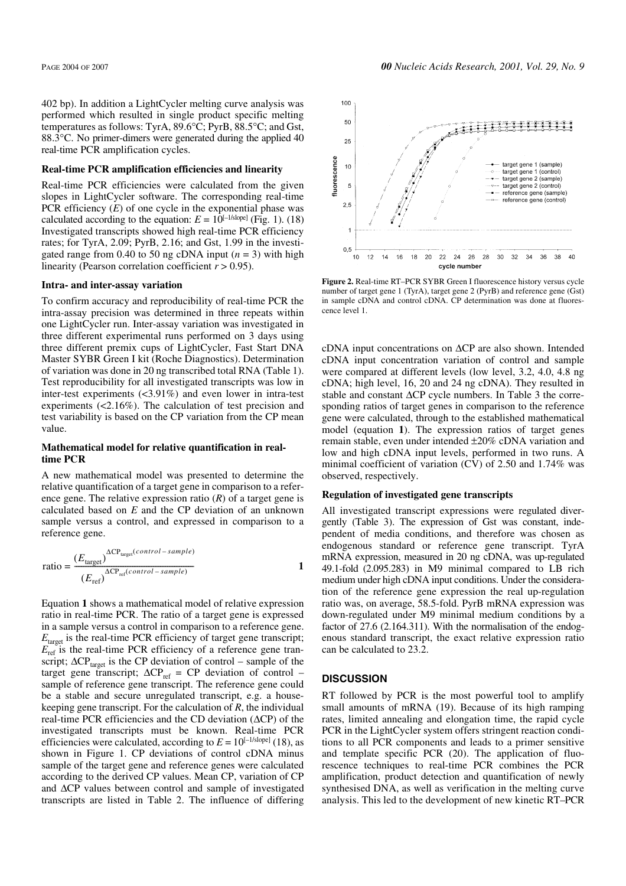402 bp). In addition a LightCycler melting curve analysis was performed which resulted in single product specific melting temperatures as follows: TyrA, 89.6°C; PyrB, 88.5°C; and Gst, 88.3°C. No primer-dimers were generated during the applied 40 real-time PCR amplification cycles.

### Real-time PCR amplification efficiencies and linearity

Real-time PCR efficiencies were calculated from the given slopes in LightCycler software. The corresponding real-time PCR efficiency ($E$) of one cycle in the exponential phase was calculated according to the equation: $E = 10^{[-1/\text{slope}]}$ (Fig. 1). (18) Investigated transcripts showed high real-time PCR efficiency rates; for TyrA, 2.09; PyrB, 2.16; and Gst, 1.99 in the investigated range from 0.40 to 50 ng cDNA input ($n = 3$) with high linearity (Pearson correlation coefficient $r > 0.95$).

### Intra- and inter-assay variation

To confirm accuracy and reproducibility of real-time PCR the intra-assay precision was determined in three repeats within one LightCycler run. Inter-assay variation was investigated in three different experimental runs performed on 3 days using three different premix cups of LightCycler, Fast Start DNA Master SYBR Green I kit (Roche Diagnostics). Determination of variation was done in 20 ng transcribed total RNA (Table 1). Test reproducibility for all investigated transcripts was low in inter-test experiments (<3.91%) and even lower in intra-test experiments (<2.16%). The calculation of test precision and test variability is based on the CP variation from the CP mean value.

### Mathematical model for relative quantification in real-time PCR

A new mathematical model was presented to determine the relative quantification of a target gene in comparison to a reference gene. The relative expression ratio ($R$) of a target gene is calculated based on $E$ and the CP deviation of an unknown sample versus a control, and expressed in comparison to a reference gene.

$$\text{ratio} = \frac{(E_{\text{target}})^{\Delta \text{CP}_{\text{target}}(control - sample)}}{(E_{\text{ref}})^{\Delta \text{CP}_{\text{ref}}(control - sample)}} \qquad \mathbf{1}$$

Equation **1** shows a mathematical model of relative expression ratio in real-time PCR. The ratio of a target gene is expressed in a sample versus a control in comparison to a reference gene. $E_{\text{target}}$ is the real-time PCR efficiency of target gene transcript; $E_{\text{ref}}$ is the real-time PCR efficiency of a reference gene transcript; $\Delta\text{CP}_{\text{target}}$ is the CP deviation of control – sample of the target gene transcript; $\Delta\text{CP}_{\text{ref}}$ = CP deviation of control – sample of reference gene transcript. The reference gene could be a stable and secure unregulated transcript, e.g. a housekeeping gene transcript. For the calculation of $R$, the individual real-time PCR efficiencies and the CD deviation ($\Delta$CP) of the investigated transcripts must be known. Real-time PCR efficiencies were calculated, according to $E = 10^{[-1/\text{slope}]}$ (18), as shown in Figure 1. CP deviations of control cDNA minus sample of the target gene and reference genes were calculated according to the derived CP values. Mean CP, variation of CP and $\Delta$CP values between control and sample of investigated transcripts are listed in Table 2. The influence of differing cDNA input concentrations on $\Delta$CP are also shown. Intended cDNA input concentration variation of control and sample were compared at different levels (low level, 3.2, 4.0, 4.8 ng cDNA; high level, 16, 20 and 24 ng cDNA). They resulted in stable and constant $\Delta$CP cycle numbers. In Table 3 the corresponding ratios of target genes in comparison to the reference gene were calculated, through to the established mathematical model (equation **1**). The expression ratios of target genes remain stable, even under intended ±20% cDNA variation and low and high cDNA input levels, performed in two runs. A minimal coefficient of variation (CV) of 2.50 and 1.74% was observed, respectively.

**Figure 2.** Real-time RT–PCR SYBR Green I fluorescence history versus cycle number of target gene 1 (TyrA), target gene 2 (PyrB) and reference gene (Gst) in sample cDNA and control cDNA. CP determination was done at fluorescence level 1.

### Regulation of investigated gene transcripts

All investigated transcript expressions were regulated divergently (Table 3). The expression of Gst was constant, independent of media conditions, and therefore was chosen as endogenous standard or reference gene transcript. TyrA mRNA expression, measured in 20 ng cDNA, was up-regulated 49.1-fold (2.095.283) in M9 minimal compared to LB rich medium under high cDNA input conditions. Under the consideration of the reference gene expression the real up-regulation ratio was, on average, 58.5-fold. PyrB mRNA expression was down-regulated under M9 minimal medium conditions by a factor of 27.6 (2.164.311). With the normalisation of the endogenous standard transcript, the exact relative expression ratio can be calculated to 23.2.

## DISCUSSION

RT followed by PCR is the most powerful tool to amplify small amounts of mRNA (19). Because of its high ramping rates, limited annealing and elongation time, the rapid cycle PCR in the LightCycler system offers stringent reaction conditions to all PCR components and leads to a primer sensitive and template specific PCR (20). The application of fluorescence techniques to real-time PCR combines the PCR amplification, product detection and quantification of newly synthesised DNA, as well as verification in the melting curve analysis. This led to the development of new kinetic RT–PCR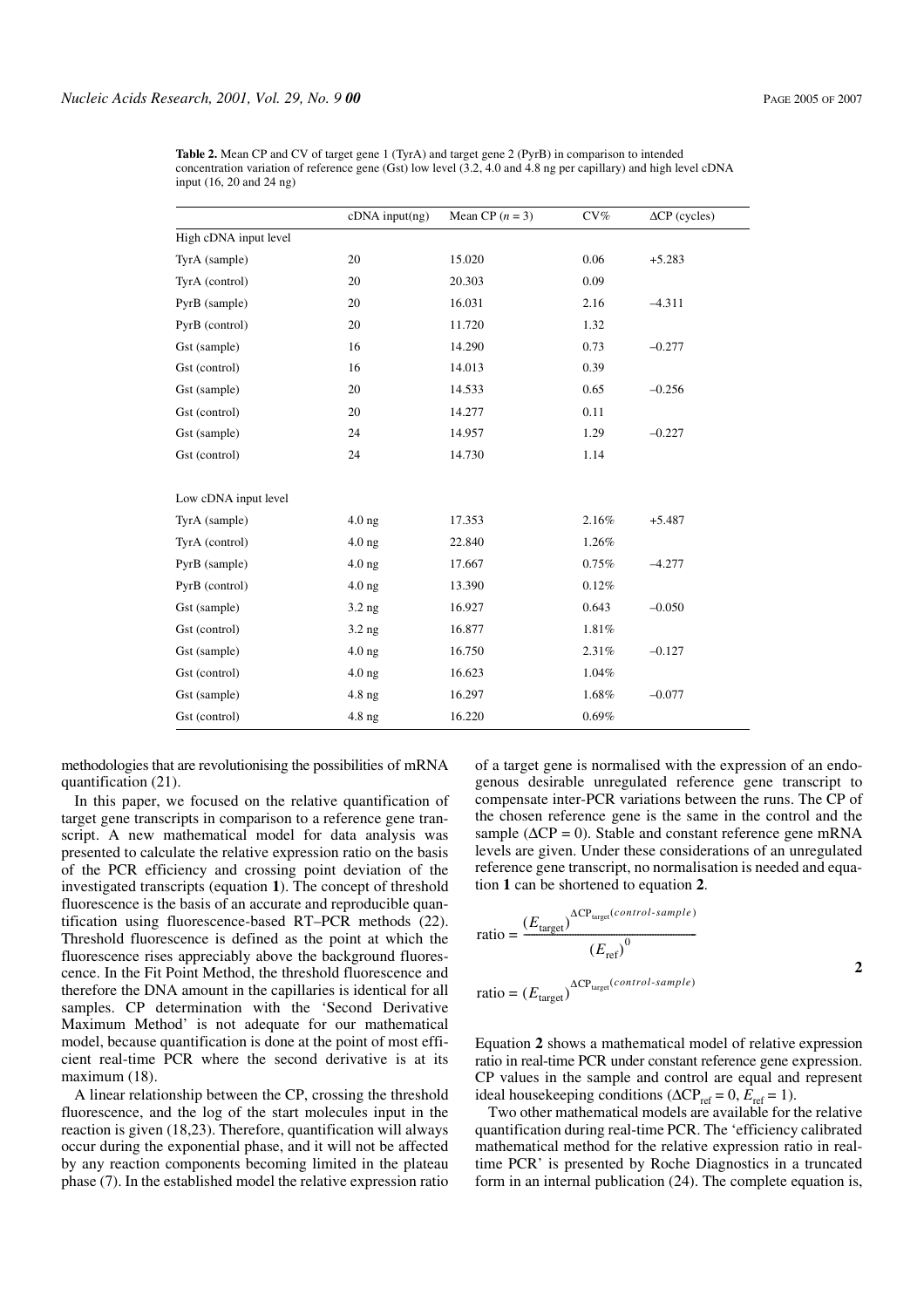**Table 2.** Mean CP and CV of target gene 1 (TyrA) and target gene 2 (PyrB) in comparison to intended concentration variation of reference gene (Gst) low level (3.2, 4.0 and 4.8 ng per capillary) and high level cDNA input (16, 20 and 24 ng)

| | cDNA input(ng) | Mean CP ($n = 3$) | CV% | ΔCP (cycles) |
|---|---|---|---|---|
| High cDNA input level | | | | |
| TyrA (sample) | 20 | 15.020 | 0.06 | +5.283 |
| TyrA (control) | 20 | 20.303 | 0.09 | |
| PyrB (sample) | 20 | 16.031 | 2.16 | –4.311 |
| PyrB (control) | 20 | 11.720 | 1.32 | |
| Gst (sample) | 16 | 14.290 | 0.73 | –0.277 |
| Gst (control) | 16 | 14.013 | 0.39 | |
| Gst (sample) | 20 | 14.533 | 0.65 | –0.256 |
| Gst (control) | 20 | 14.277 | 0.11 | |
| Gst (sample) | 24 | 14.957 | 1.29 | –0.227 |
| Gst (control) | 24 | 14.730 | 1.14 | |
| | | | | |
| Low cDNA input level | | | | |
| TyrA (sample) | 4.0 ng | 17.353 | 2.16% | +5.487 |
| TyrA (control) | 4.0 ng | 22.840 | 1.26% | |
| PyrB (sample) | 4.0 ng | 17.667 | 0.75% | –4.277 |
| PyrB (control) | 4.0 ng | 13.390 | 0.12% | |
| Gst (sample) | 3.2 ng | 16.927 | 0.643 | –0.050 |
| Gst (control) | 3.2 ng | 16.877 | 1.81% | |
| Gst (sample) | 4.0 ng | 16.750 | 2.31% | –0.127 |
| Gst (control) | 4.0 ng | 16.623 | 1.04% | |
| Gst (sample) | 4.8 ng | 16.297 | 1.68% | –0.077 |
| Gst (control) | 4.8 ng | 16.220 | 0.69% | |

methodologies that are revolutionising the possibilities of mRNA quantification (21).

In this paper, we focused on the relative quantification of target gene transcripts in comparison to a reference gene transcript. A new mathematical model for data analysis was presented to calculate the relative expression ratio on the basis of the PCR efficiency and crossing point deviation of the investigated transcripts (equation **1**). The concept of threshold fluorescence is the basis of an accurate and reproducible quantification using fluorescence-based RT–PCR methods (22). Threshold fluorescence is defined as the point at which the fluorescence rises appreciably above the background fluorescence. In the Fit Point Method, the threshold fluorescence and therefore the DNA amount in the capillaries is identical for all samples. CP determination with the 'Second Derivative Maximum Method' is not adequate for our mathematical model, because quantification is done at the point of most efficient real-time PCR where the second derivative is at its maximum (18).

A linear relationship between the CP, crossing the threshold fluorescence, and the log of the start molecules input in the reaction is given (18,23). Therefore, quantification will always occur during the exponential phase, and it will not be affected by any reaction components becoming limited in the plateau phase (7). In the established model the relative expression ratio of a target gene is normalised with the expression of an endogenous desirable unregulated reference gene transcript to compensate inter-PCR variations between the runs. The CP of the chosen reference gene is the same in the control and the sample (ΔCP = 0). Stable and constant reference gene mRNA levels are given. Under these considerations of an unregulated reference gene transcript, no normalisation is needed and equation **1** can be shortened to equation **2**.

$$\text{ratio} = \frac{(E_{\text{target}})^{\Delta CP_{\text{target}}(control\text{-}sample)}}{(E_{\text{ref}})^{0}} \qquad \textbf{2}$$

$$\text{ratio} = (E_{\text{target}})^{\Delta CP_{\text{target}}(control\text{-}sample)}$$

Equation **2** shows a mathematical model of relative expression ratio in real-time PCR under constant reference gene expression. CP values in the sample and control are equal and represent ideal housekeeping conditions ($\Delta CP_{ref} = 0$, $E_{ref} = 1$).

Two other mathematical models are available for the relative quantification during real-time PCR. The 'efficiency calibrated mathematical method for the relative expression ratio in real-time PCR' is presented by Roche Diagnostics in a truncated form in an internal publication (24). The complete equation is,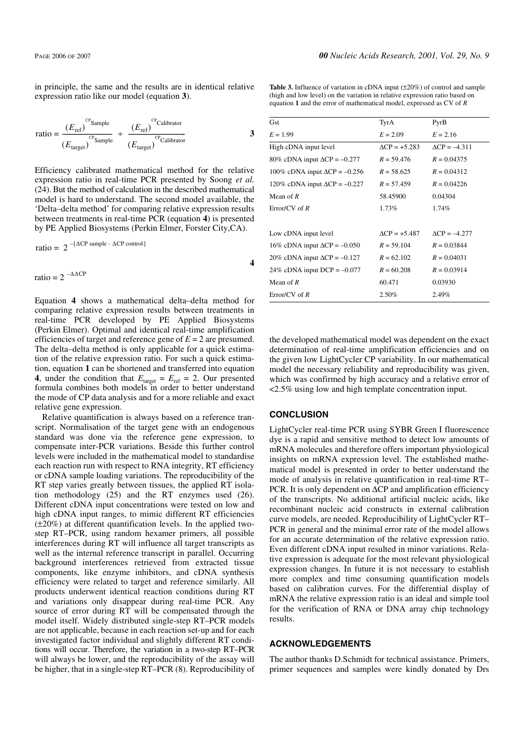in principle, the same and the results are in identical relative expression ratio like our model (equation **3**).

$$\text{ratio} = \frac{(E_{\text{ref}})^{\text{CP}_{\text{Sample}}}}{(E_{\text{target}})^{\text{CP}_{\text{Sample}}}} \div \frac{(E_{\text{ref}})^{\text{CP}_{\text{Calibrator}}}}{(E_{\text{target}})^{\text{CP}_{\text{Calibrator}}}} \qquad \textbf{3}$$

Efficiency calibrated mathematical method for the relative expression ratio in real-time PCR presented by Soong *et al.* (24). But the method of calculation in the described mathematical model is hard to understand. The second model available, the 'Delta–delta method' for comparing relative expression results between treatments in real-time PCR (equation **4**) is presented by PE Applied Biosystems (Perkin Elmer, Forster City,CA).

$$\text{ratio} = 2^{-[\Delta\text{CP sample} - \Delta\text{CP control}]}$$

$$\text{ratio} = 2^{-\Delta\Delta\text{CP}} \qquad \textbf{4}$$

Equation **4** shows a mathematical delta–delta method for comparing relative expression results between treatments in real-time PCR developed by PE Applied Biosystems (Perkin Elmer). Optimal and identical real-time amplification efficiencies of target and reference gene of $E = 2$ are presumed. The delta–delta method is only applicable for a quick estimation of the relative expression ratio. For such a quick estimation, equation **1** can be shortened and transferred into equation **4**, under the condition that $E_{\text{target}} = E_{\text{ref}} = 2$. Our presented formula combines both models in order to better understand the mode of CP data analysis and for a more reliable and exact relative gene expression.

Relative quantification is always based on a reference transcript. Normalisation of the target gene with an endogenous standard was done via the reference gene expression, to compensate inter-PCR variations. Beside this further control levels were included in the mathematical model to standardise each reaction run with respect to RNA integrity, RT efficiency or cDNA sample loading variations. The reproducibility of the RT step varies greatly between tissues, the applied RT isolation methodology (25) and the RT enzymes used (26). Different cDNA input concentrations were tested on low and high cDNA input ranges, to mimic different RT efficiencies (±20%) at different quantification levels. In the applied two-step RT–PCR, using random hexamer primers, all possible interferences during RT will influence all target transcripts as well as the internal reference transcript in parallel. Occurring background interferences retrieved from extracted tissue components, like enzyme inhibitors, and cDNA synthesis efficiency were related to target and reference similarly. All products underwent identical reaction conditions during RT and variations only disappear during real-time PCR. Any source of error during RT will be compensated through the model itself. Widely distributed single-step RT–PCR models are not applicable, because in each reaction set-up and for each investigated factor individual and slightly different RT conditions will occur. Therefore, the variation in a two-step RT–PCR will always be lower, and the reproducibility of the assay will be higher, that in a single-step RT–PCR (8). Reproducibility of

**Table 3.** Influence of variation in cDNA input (±20%) of control and sample (high and low level) on the variation in relative expression ratio based on equation **1** and the error of mathematical model, expressed as CV of *R*

| Gst | TyrA | PyrB |
|---|---|---|
| $E = 1.99$ | $E = 2.09$ | $E = 2.16$ |
| High cDNA input level | $\Delta\text{CP} = +5.283$ | $\Delta\text{CP} = -4.311$ |
| 80% cDNA input $\Delta\text{CP} = -0.277$ | $R = 59.476$ | $R = 0.04375$ |
| 100% cDNA input $\Delta\text{CP} = -0.256$ | $R = 58.625$ | $R = 0.04312$ |
| 120% cDNA input $\Delta\text{CP} = -0.227$ | $R = 57.459$ | $R = 0.04226$ |
| Mean of *R* | 58.45900 | 0.04304 |
| Error/CV of *R* | 1.73% | 1.74% |
| | | |
| Low cDNA input level | $\Delta\text{CP} = +5.487$ | $\Delta\text{CP} = -4.277$ |
| 16% cDNA input $\Delta\text{CP} = -0.050$ | $R = 59.104$ | $R = 0.03844$ |
| 20% cDNA input $\Delta\text{CP} = -0.127$ | $R = 62.102$ | $R = 0.04031$ |
| 24% cDNA input $\text{DCP} = -0.077$ | $R = 60.208$ | $R = 0.03914$ |
| Mean of *R* | 60.471 | 0.03930 |
| Error/CV of *R* | 2.50% | 2.49% |

the developed mathematical model was dependent on the exact determination of real-time amplification efficiencies and on the given low LightCycler CP variability. In our mathematical model the necessary reliability and reproducibility was given, which was confirmed by high accuracy and a relative error of <2.5% using low and high template concentration input.

## CONCLUSION

LightCycler real-time PCR using SYBR Green I fluorescence dye is a rapid and sensitive method to detect low amounts of mRNA molecules and therefore offers important physiological insights on mRNA expression level. The established mathematical model is presented in order to better understand the mode of analysis in relative quantification in real-time RT–PCR. It is only dependent on ΔCP and amplification efficiency of the transcripts. No additional artificial nucleic acids, like recombinant nucleic acid constructs in external calibration curve models, are needed. Reproducibility of LightCycler RT–PCR in general and the minimal error rate of the model allows for an accurate determination of the relative expression ratio. Even different cDNA input resulted in minor variations. Relative expression is adequate for the most relevant physiological expression changes. In future it is not necessary to establish more complex and time consuming quantification models based on calibration curves. For the differential display of mRNA the relative expression ratio is an ideal and simple tool for the verification of RNA or DNA array chip technology results.

## ACKNOWLEDGEMENTS

The author thanks D.Schmidt for technical assistance. Primers, primer sequences and samples were kindly donated by Drs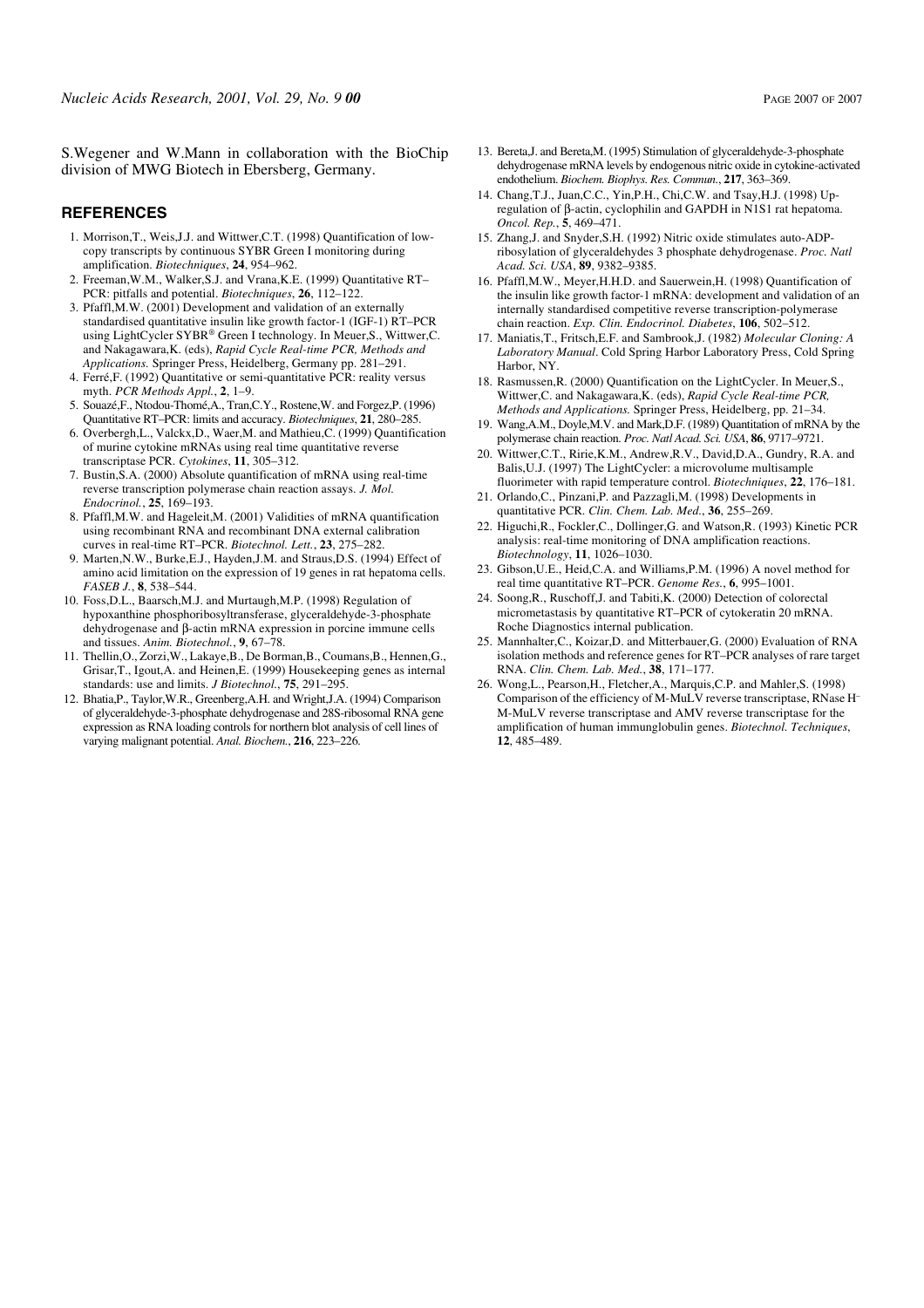S.Wegener and W.Mann in collaboration with the BioChip division of MWG Biotech in Ebersberg, Germany.

## REFERENCES

1. Morrison,T., Weis,J.J. and Wittwer,C.T. (1998) Quantification of low-copy transcripts by continuous SYBR Green I monitoring during amplification. *Biotechniques*, **24**, 954–962.
2. Freeman,W.M., Walker,S.J. and Vrana,K.E. (1999) Quantitative RT–PCR: pitfalls and potential. *Biotechniques*, **26**, 112–122.
3. Pfaffl,M.W. (2001) Development and validation of an externally standardised quantitative insulin like growth factor-1 (IGF-1) RT–PCR using LightCycler SYBR® Green I technology. In Meuer,S., Wittwer,C. and Nakagawara,K. (eds), *Rapid Cycle Real-time PCR, Methods and Applications.* Springer Press, Heidelberg, Germany pp. 281–291.
4. Ferré,F. (1992) Quantitative or semi-quantitative PCR: reality versus myth. *PCR Methods Appl.*, **2**, 1–9.
5. Souazé,F., Ntodou-Thomé,A., Tran,C.Y., Rostene,W. and Forgez,P. (1996) Quantitative RT–PCR: limits and accuracy. *Biotechniques*, **21**, 280–285.
6. Overbergh,L., Valckx,D., Waer,M. and Mathieu,C. (1999) Quantification of murine cytokine mRNAs using real time quantitative reverse transcriptase PCR. *Cytokines*, **11**, 305–312.
7. Bustin,S.A. (2000) Absolute quantification of mRNA using real-time reverse transcription polymerase chain reaction assays. *J. Mol. Endocrinol.*, **25**, 169–193.
8. Pfaffl,M.W. and Hageleit,M. (2001) Validities of mRNA quantification using recombinant RNA and recombinant DNA external calibration curves in real-time RT–PCR. *Biotechnol. Lett.*, **23**, 275–282.
9. Marten,N.W., Burke,E.J., Hayden,J.M. and Straus,D.S. (1994) Effect of amino acid limitation on the expression of 19 genes in rat hepatoma cells. *FASEB J.*, **8**, 538–544.
10. Foss,D.L., Baarsch,M.J. and Murtaugh,M.P. (1998) Regulation of hypoxanthine phosphoribosyltransferase, glyceraldehyde-3-phosphate dehydrogenase and β-actin mRNA expression in porcine immune cells and tissues. *Anim. Biotechnol.*, **9**, 67–78.
11. Thellin,O., Zorzi,W., Lakaye,B., De Borman,B., Coumans,B., Hennen,G., Grisar,T., Igout,A. and Heinen,E. (1999) Housekeeping genes as internal standards: use and limits. *J Biotechnol.*, **75**, 291–295.
12. Bhatia,P., Taylor,W.R., Greenberg,A.H. and Wright,J.A. (1994) Comparison of glyceraldehyde-3-phosphate dehydrogenase and 28S-ribosomal RNA gene expression as RNA loading controls for northern blot analysis of cell lines of varying malignant potential. *Anal. Biochem.*, **216**, 223–226.
13. Bereta,J. and Bereta,M. (1995) Stimulation of glyceraldehyde-3-phosphate dehydrogenase mRNA levels by endogenous nitric oxide in cytokine-activated endothelium. *Biochem. Biophys. Res. Commun.*, **217**, 363–369.
14. Chang,T.J., Juan,C.C., Yin,P.H., Chi,C.W. and Tsay,H.J. (1998) Up-regulation of β-actin, cyclophilin and GAPDH in N1S1 rat hepatoma. *Oncol. Rep.*, **5**, 469–471.
15. Zhang,J. and Snyder,S.H. (1992) Nitric oxide stimulates auto-ADP-ribosylation of glyceraldehydes 3 phosphate dehydrogenase. *Proc. Natl Acad. Sci. USA*, **89**, 9382–9385.
16. Pfaffl,M.W., Meyer,H.H.D. and Sauerwein,H. (1998) Quantification of the insulin like growth factor-1 mRNA: development and validation of an internally standardised competitive reverse transcription-polymerase chain reaction. *Exp. Clin. Endocrinol. Diabetes*, **106**, 502–512.
17. Maniatis,T., Fritsch,E.F. and Sambrook,J. (1982) *Molecular Cloning: A Laboratory Manual*. Cold Spring Harbor Laboratory Press, Cold Spring Harbor, NY.
18. Rasmussen,R. (2000) Quantification on the LightCycler. In Meuer,S., Wittwer,C. and Nakagawara,K. (eds), *Rapid Cycle Real-time PCR, Methods and Applications.* Springer Press, Heidelberg, pp. 21–34.
19. Wang,A.M., Doyle,M.V. and Mark,D.F. (1989) Quantitation of mRNA by the polymerase chain reaction. *Proc. Natl Acad. Sci. USA*, **86**, 9717–9721.
20. Wittwer,C.T., Ririe,K.M., Andrew,R.V., David,D.A., Gundry, R.A. and Balis,U.J. (1997) The LightCycler: a microvolume multisample fluorimeter with rapid temperature control. *Biotechniques*, **22**, 176–181.
21. Orlando,C., Pinzani,P. and Pazzagli,M. (1998) Developments in quantitative PCR. *Clin. Chem. Lab. Med.*, **36**, 255–269.
22. Higuchi,R., Fockler,C., Dollinger,G. and Watson,R. (1993) Kinetic PCR analysis: real-time monitoring of DNA amplification reactions. *Biotechnology*, **11**, 1026–1030.
23. Gibson,U.E., Heid,C.A. and Williams,P.M. (1996) A novel method for real time quantitative RT–PCR. *Genome Res.*, **6**, 995–1001.
24. Soong,R., Ruschoff,J. and Tabiti,K. (2000) Detection of colorectal micrometastasis by quantitative RT–PCR of cytokeratin 20 mRNA. Roche Diagnostics internal publication.
25. Mannhalter,C., Koizar,D. and Mitterbauer,G. (2000) Evaluation of RNA isolation methods and reference genes for RT–PCR analyses of rare target RNA. *Clin. Chem. Lab. Med.*, **38**, 171–177.
26. Wong,L., Pearson,H., Fletcher,A., Marquis,C.P. and Mahler,S. (1998) Comparison of the efficiency of M-MuLV reverse transcriptase, RNase H$^-$ M-MuLV reverse transcriptase and AMV reverse transcriptase for the amplification of human immunglobulin genes. *Biotechnol. Techniques*, **12**, 485–489.